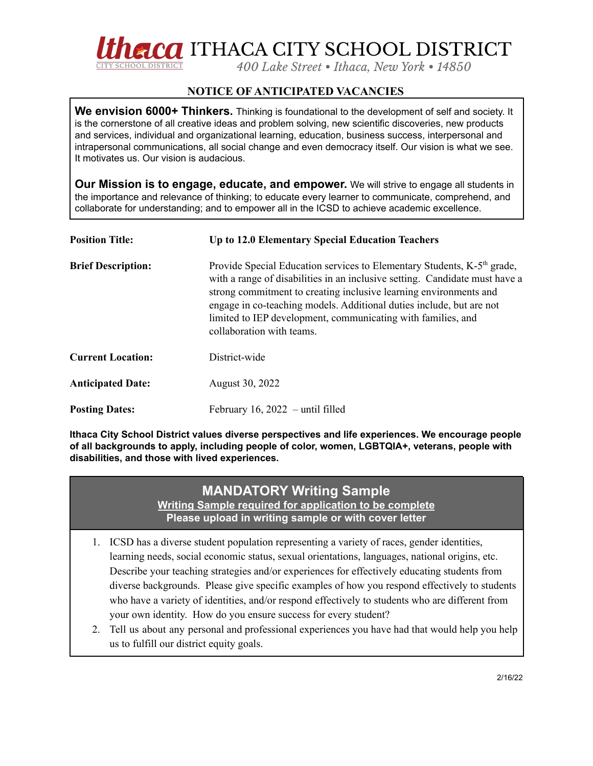# ITHACA CITY SCHOOL DISTRICT

*400 Lake Street • Ithaca, New York • 14850*

## NOTICE OF ANTICIPATED VACANCIES

**We envision 6000+ Thinkers.** Thinking is foundational to the development of self and society. It is the cornerstone of all creative ideas and problem solving, new scientific discoveries, new products and services, individual and organizational learning, education, business success, interpersonal and intrapersonal communications, all social change and even democracy itself. Our vision is what we see. It motivates us. Our vision is audacious.

**Our Mission is to engage, educate, and empower.** We will strive to engage all students in the importance and relevance of thinking; to educate every learner to communicate, comprehend, and collaborate for understanding; and to empower all in the ICSD to achieve academic excellence.

**Position Title:** **Up to 12.0 Elementary Special Education Teachers**

**Brief Description:** Provide Special Education services to Elementary Students, K-5th grade, with a range of disabilities in an inclusive setting. Candidate must have a strong commitment to creating inclusive learning environments and engage in co-teaching models. Additional duties include, but are not limited to IEP development, communicating with families, and collaboration with teams.

**Current Location:** District-wide

**Anticipated Date:** August 30, 2022

**Posting Dates:** February 16, 2022 – until filled

**Ithaca City School District values diverse perspectives and life experiences. We encourage people of all backgrounds to apply, including people of color, women, LGBTQIA+, veterans, people with disabilities, and those with lived experiences.**

## MANDATORY Writing Sample

**Writing Sample required for application to be complete**

**Please upload in writing sample or with cover letter**

1. ICSD has a diverse student population representing a variety of races, gender identities, learning needs, social economic status, sexual orientations, languages, national origins, etc. Describe your teaching strategies and/or experiences for effectively educating students from diverse backgrounds. Please give specific examples of how you respond effectively to students who have a variety of identities, and/or respond effectively to students who are different from your own identity. How do you ensure success for every student?
2. Tell us about any personal and professional experiences you have had that would help you help us to fulfill our district equity goals.

2/16/22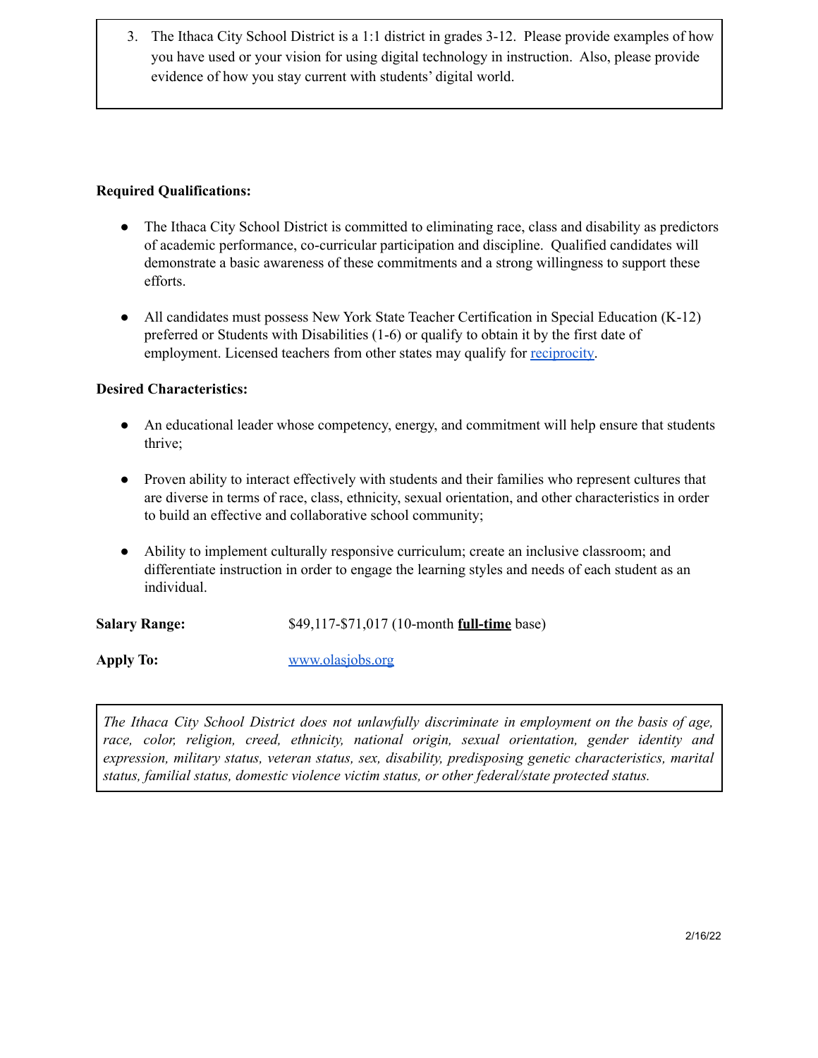3. The Ithaca City School District is a 1:1 district in grades 3-12. Please provide examples of how you have used or your vision for using digital technology in instruction. Also, please provide evidence of how you stay current with students' digital world.

**Required Qualifications:**

- The Ithaca City School District is committed to eliminating race, class and disability as predictors of academic performance, co-curricular participation and discipline. Qualified candidates will demonstrate a basic awareness of these commitments and a strong willingness to support these efforts.

- All candidates must possess New York State Teacher Certification in Special Education (K-12) preferred or Students with Disabilities (1-6) or qualify to obtain it by the first date of employment. Licensed teachers from other states may qualify for [reciprocity](reciprocity).

**Desired Characteristics:**

- An educational leader whose competency, energy, and commitment will help ensure that students thrive;

- Proven ability to interact effectively with students and their families who represent cultures that are diverse in terms of race, class, ethnicity, sexual orientation, and other characteristics in order to build an effective and collaborative school community;

- Ability to implement culturally responsive curriculum; create an inclusive classroom; and differentiate instruction in order to engage the learning styles and needs of each student as an individual.

**Salary Range:** $49,117-$71,017 (10-month **full-time** base)

**Apply To:** [www.olasjobs.org](www.olasjobs.org)

*The Ithaca City School District does not unlawfully discriminate in employment on the basis of age, race, color, religion, creed, ethnicity, national origin, sexual orientation, gender identity and expression, military status, veteran status, sex, disability, predisposing genetic characteristics, marital status, familial status, domestic violence victim status, or other federal/state protected status.*

2/16/22